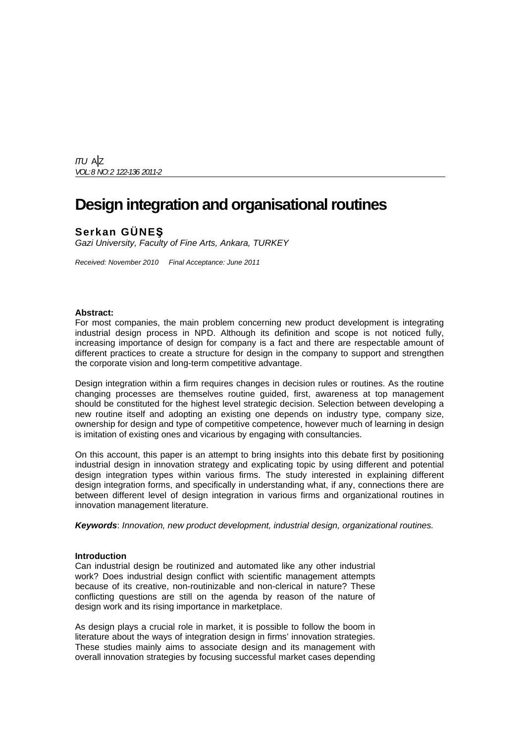# Design integration and organisational routines

**Serkan GÜNEŞ**

*Gazi University, Faculty of Fine Arts, Ankara, TURKEY*

*Received: November 2010 Final Acceptance: June 2011*

**Abstract:**

For most companies, the main problem concerning new product development is integrating industrial design process in NPD. Although its definition and scope is not noticed fully, increasing importance of design for company is a fact and there are respectable amount of different practices to create a structure for design in the company to support and strengthen the corporate vision and long-term competitive advantage.

Design integration within a firm requires changes in decision rules or routines. As the routine changing processes are themselves routine guided, first, awareness at top management should be constituted for the highest level strategic decision. Selection between developing a new routine itself and adopting an existing one depends on industry type, company size, ownership for design and type of competitive competence, however much of learning in design is imitation of existing ones and vicarious by engaging with consultancies.

On this account, this paper is an attempt to bring insights into this debate first by positioning industrial design in innovation strategy and explicating topic by using different and potential design integration types within various firms. The study interested in explaining different design integration forms, and specifically in understanding what, if any, connections there are between different level of design integration in various firms and organizational routines in innovation management literature.

***Keywords***: *Innovation, new product development, industrial design, organizational routines.*

## Introduction

Can industrial design be routinized and automated like any other industrial work? Does industrial design conflict with scientific management attempts because of its creative, non-routinizable and non-clerical in nature? These conflicting questions are still on the agenda by reason of the nature of design work and its rising importance in marketplace.

As design plays a crucial role in market, it is possible to follow the boom in literature about the ways of integration design in firms' innovation strategies. These studies mainly aims to associate design and its management with overall innovation strategies by focusing successful market cases depending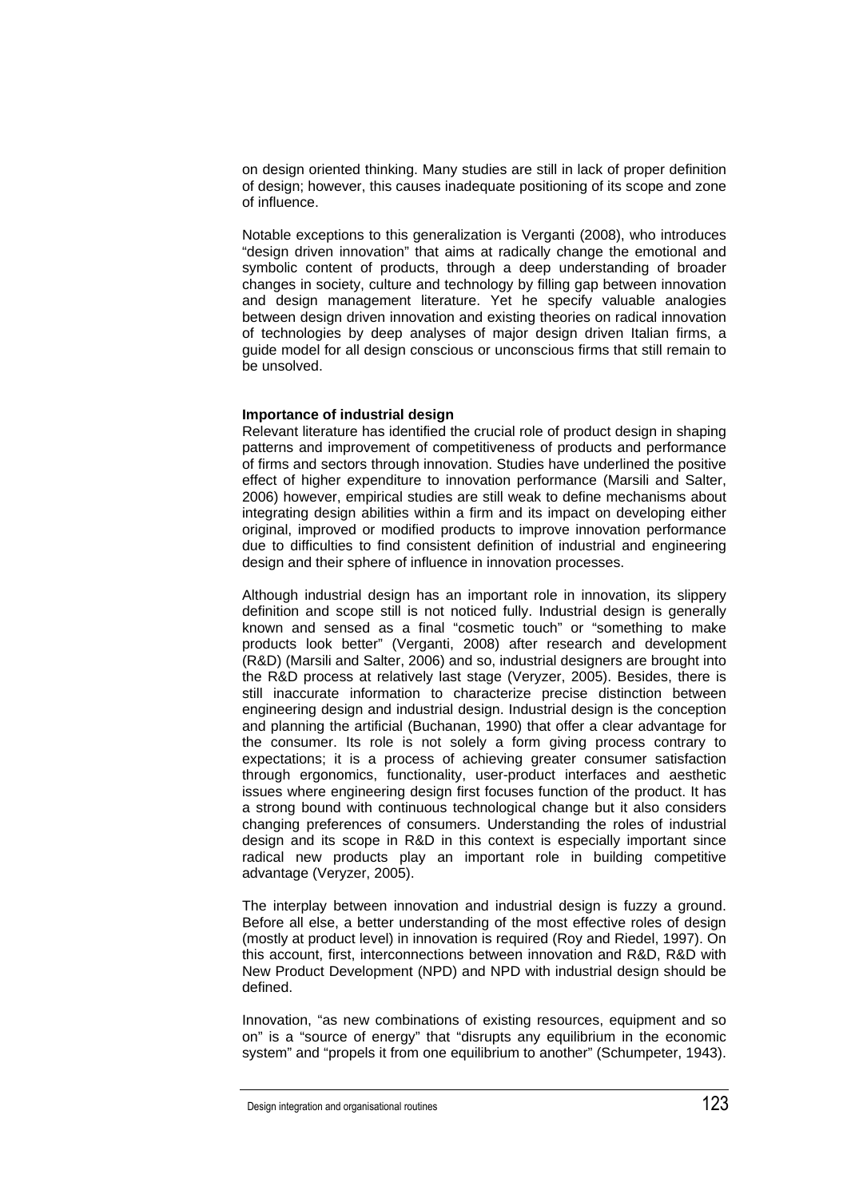on design oriented thinking. Many studies are still in lack of proper definition of design; however, this causes inadequate positioning of its scope and zone of influence.

Notable exceptions to this generalization is Verganti (2008), who introduces "design driven innovation" that aims at radically change the emotional and symbolic content of products, through a deep understanding of broader changes in society, culture and technology by filling gap between innovation and design management literature. Yet he specify valuable analogies between design driven innovation and existing theories on radical innovation of technologies by deep analyses of major design driven Italian firms, a guide model for all design conscious or unconscious firms that still remain to be unsolved.

**Importance of industrial design**

Relevant literature has identified the crucial role of product design in shaping patterns and improvement of competitiveness of products and performance of firms and sectors through innovation. Studies have underlined the positive effect of higher expenditure to innovation performance (Marsili and Salter, 2006) however, empirical studies are still weak to define mechanisms about integrating design abilities within a firm and its impact on developing either original, improved or modified products to improve innovation performance due to difficulties to find consistent definition of industrial and engineering design and their sphere of influence in innovation processes.

Although industrial design has an important role in innovation, its slippery definition and scope still is not noticed fully. Industrial design is generally known and sensed as a final "cosmetic touch" or "something to make products look better" (Verganti, 2008) after research and development (R&D) (Marsili and Salter, 2006) and so, industrial designers are brought into the R&D process at relatively last stage (Veryzer, 2005). Besides, there is still inaccurate information to characterize precise distinction between engineering design and industrial design. Industrial design is the conception and planning the artificial (Buchanan, 1990) that offer a clear advantage for the consumer. Its role is not solely a form giving process contrary to expectations; it is a process of achieving greater consumer satisfaction through ergonomics, functionality, user-product interfaces and aesthetic issues where engineering design first focuses function of the product. It has a strong bound with continuous technological change but it also considers changing preferences of consumers. Understanding the roles of industrial design and its scope in R&D in this context is especially important since radical new products play an important role in building competitive advantage (Veryzer, 2005).

The interplay between innovation and industrial design is fuzzy a ground. Before all else, a better understanding of the most effective roles of design (mostly at product level) in innovation is required (Roy and Riedel, 1997). On this account, first, interconnections between innovation and R&D, R&D with New Product Development (NPD) and NPD with industrial design should be defined.

Innovation, "as new combinations of existing resources, equipment and so on" is a "source of energy" that "disrupts any equilibrium in the economic system" and "propels it from one equilibrium to another" (Schumpeter, 1943).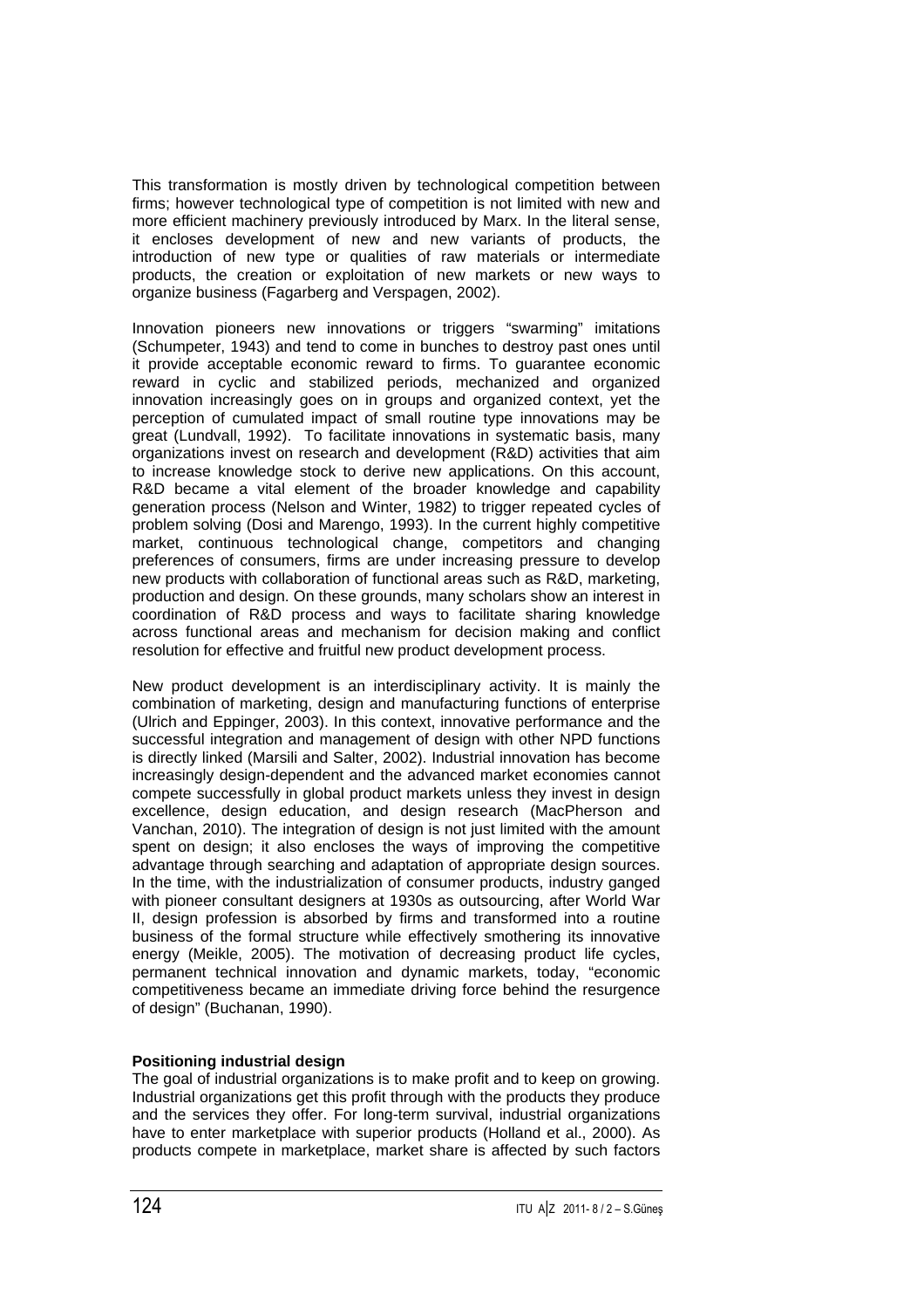This transformation is mostly driven by technological competition between firms; however technological type of competition is not limited with new and more efficient machinery previously introduced by Marx. In the literal sense, it encloses development of new and new variants of products, the introduction of new type or qualities of raw materials or intermediate products, the creation or exploitation of new markets or new ways to organize business (Fagarberg and Verspagen, 2002).

Innovation pioneers new innovations or triggers "swarming" imitations (Schumpeter, 1943) and tend to come in bunches to destroy past ones until it provide acceptable economic reward to firms. To guarantee economic reward in cyclic and stabilized periods, mechanized and organized innovation increasingly goes on in groups and organized context, yet the perception of cumulated impact of small routine type innovations may be great (Lundvall, 1992). To facilitate innovations in systematic basis, many organizations invest on research and development (R&D) activities that aim to increase knowledge stock to derive new applications. On this account, R&D became a vital element of the broader knowledge and capability generation process (Nelson and Winter, 1982) to trigger repeated cycles of problem solving (Dosi and Marengo, 1993). In the current highly competitive market, continuous technological change, competitors and changing preferences of consumers, firms are under increasing pressure to develop new products with collaboration of functional areas such as R&D, marketing, production and design. On these grounds, many scholars show an interest in coordination of R&D process and ways to facilitate sharing knowledge across functional areas and mechanism for decision making and conflict resolution for effective and fruitful new product development process.

New product development is an interdisciplinary activity. It is mainly the combination of marketing, design and manufacturing functions of enterprise (Ulrich and Eppinger, 2003). In this context, innovative performance and the successful integration and management of design with other NPD functions is directly linked (Marsili and Salter, 2002). Industrial innovation has become increasingly design-dependent and the advanced market economies cannot compete successfully in global product markets unless they invest in design excellence, design education, and design research (MacPherson and Vanchan, 2010). The integration of design is not just limited with the amount spent on design; it also encloses the ways of improving the competitive advantage through searching and adaptation of appropriate design sources. In the time, with the industrialization of consumer products, industry ganged with pioneer consultant designers at 1930s as outsourcing, after World War II, design profession is absorbed by firms and transformed into a routine business of the formal structure while effectively smothering its innovative energy (Meikle, 2005). The motivation of decreasing product life cycles, permanent technical innovation and dynamic markets, today, "economic competitiveness became an immediate driving force behind the resurgence of design" (Buchanan, 1990).

**Positioning industrial design**

The goal of industrial organizations is to make profit and to keep on growing. Industrial organizations get this profit through with the products they produce and the services they offer. For long-term survival, industrial organizations have to enter marketplace with superior products (Holland et al., 2000). As products compete in marketplace, market share is affected by such factors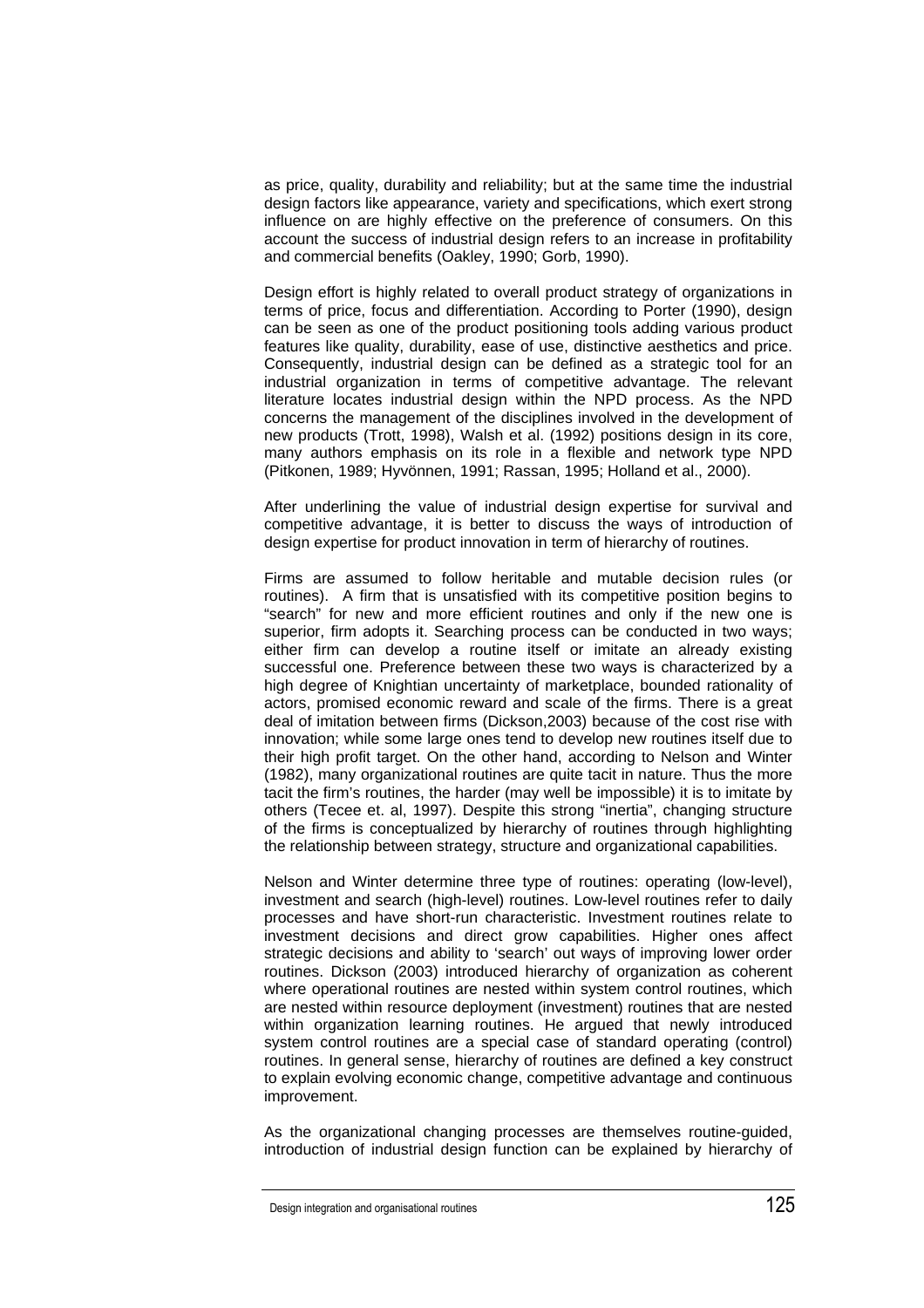as price, quality, durability and reliability; but at the same time the industrial design factors like appearance, variety and specifications, which exert strong influence on are highly effective on the preference of consumers. On this account the success of industrial design refers to an increase in profitability and commercial benefits (Oakley, 1990; Gorb, 1990).

Design effort is highly related to overall product strategy of organizations in terms of price, focus and differentiation. According to Porter (1990), design can be seen as one of the product positioning tools adding various product features like quality, durability, ease of use, distinctive aesthetics and price. Consequently, industrial design can be defined as a strategic tool for an industrial organization in terms of competitive advantage. The relevant literature locates industrial design within the NPD process. As the NPD concerns the management of the disciplines involved in the development of new products (Trott, 1998), Walsh et al. (1992) positions design in its core, many authors emphasis on its role in a flexible and network type NPD (Pitkonen, 1989; Hyvönnen, 1991; Rassan, 1995; Holland et al., 2000).

After underlining the value of industrial design expertise for survival and competitive advantage, it is better to discuss the ways of introduction of design expertise for product innovation in term of hierarchy of routines.

Firms are assumed to follow heritable and mutable decision rules (or routines). A firm that is unsatisfied with its competitive position begins to "search" for new and more efficient routines and only if the new one is superior, firm adopts it. Searching process can be conducted in two ways; either firm can develop a routine itself or imitate an already existing successful one. Preference between these two ways is characterized by a high degree of Knightian uncertainty of marketplace, bounded rationality of actors, promised economic reward and scale of the firms. There is a great deal of imitation between firms (Dickson,2003) because of the cost rise with innovation; while some large ones tend to develop new routines itself due to their high profit target. On the other hand, according to Nelson and Winter (1982), many organizational routines are quite tacit in nature. Thus the more tacit the firm's routines, the harder (may well be impossible) it is to imitate by others (Tecee et. al, 1997). Despite this strong "inertia", changing structure of the firms is conceptualized by hierarchy of routines through highlighting the relationship between strategy, structure and organizational capabilities.

Nelson and Winter determine three type of routines: operating (low-level), investment and search (high-level) routines. Low-level routines refer to daily processes and have short-run characteristic. Investment routines relate to investment decisions and direct grow capabilities. Higher ones affect strategic decisions and ability to 'search' out ways of improving lower order routines. Dickson (2003) introduced hierarchy of organization as coherent where operational routines are nested within system control routines, which are nested within resource deployment (investment) routines that are nested within organization learning routines. He argued that newly introduced system control routines are a special case of standard operating (control) routines. In general sense, hierarchy of routines are defined a key construct to explain evolving economic change, competitive advantage and continuous improvement.

As the organizational changing processes are themselves routine-guided, introduction of industrial design function can be explained by hierarchy of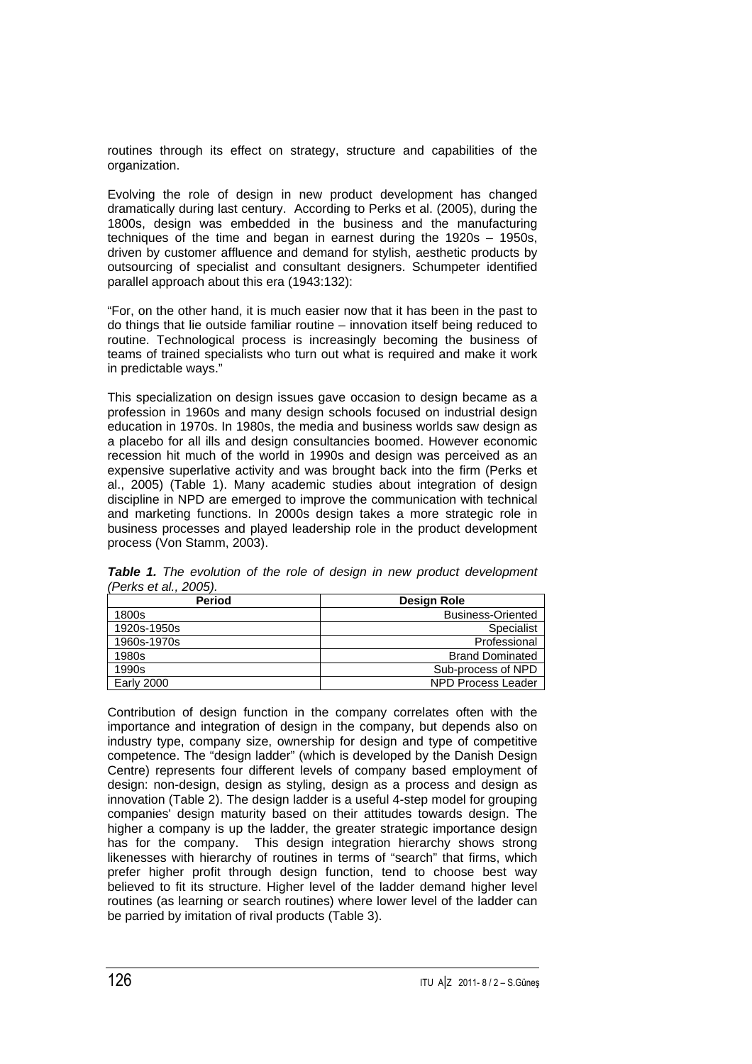routines through its effect on strategy, structure and capabilities of the organization.

Evolving the role of design in new product development has changed dramatically during last century. According to Perks et al. (2005), during the 1800s, design was embedded in the business and the manufacturing techniques of the time and began in earnest during the 1920s – 1950s, driven by customer affluence and demand for stylish, aesthetic products by outsourcing of specialist and consultant designers. Schumpeter identified parallel approach about this era (1943:132):

"For, on the other hand, it is much easier now that it has been in the past to do things that lie outside familiar routine – innovation itself being reduced to routine. Technological process is increasingly becoming the business of teams of trained specialists who turn out what is required and make it work in predictable ways."

This specialization on design issues gave occasion to design became as a profession in 1960s and many design schools focused on industrial design education in 1970s. In 1980s, the media and business worlds saw design as a placebo for all ills and design consultancies boomed. However economic recession hit much of the world in 1990s and design was perceived as an expensive superlative activity and was brought back into the firm (Perks et al., 2005) (Table 1). Many academic studies about integration of design discipline in NPD are emerged to improve the communication with technical and marketing functions. In 2000s design takes a more strategic role in business processes and played leadership role in the product development process (Von Stamm, 2003).

***Table 1.*** *The evolution of the role of design in new product development (Perks et al., 2005).*

| Period | Design Role |
|---|---:|
| 1800s | Business-Oriented |
| 1920s-1950s | Specialist |
| 1960s-1970s | Professional |
| 1980s | Brand Dominated |
| 1990s | Sub-process of NPD |
| Early 2000 | NPD Process Leader |

Contribution of design function in the company correlates often with the importance and integration of design in the company, but depends also on industry type, company size, ownership for design and type of competitive competence. The "design ladder" (which is developed by the Danish Design Centre) represents four different levels of company based employment of design: non-design, design as styling, design as a process and design as innovation (Table 2). The design ladder is a useful 4-step model for grouping companies' design maturity based on their attitudes towards design. The higher a company is up the ladder, the greater strategic importance design has for the company. This design integration hierarchy shows strong likenesses with hierarchy of routines in terms of "search" that firms, which prefer higher profit through design function, tend to choose best way believed to fit its structure. Higher level of the ladder demand higher level routines (as learning or search routines) where lower level of the ladder can be parried by imitation of rival products (Table 3).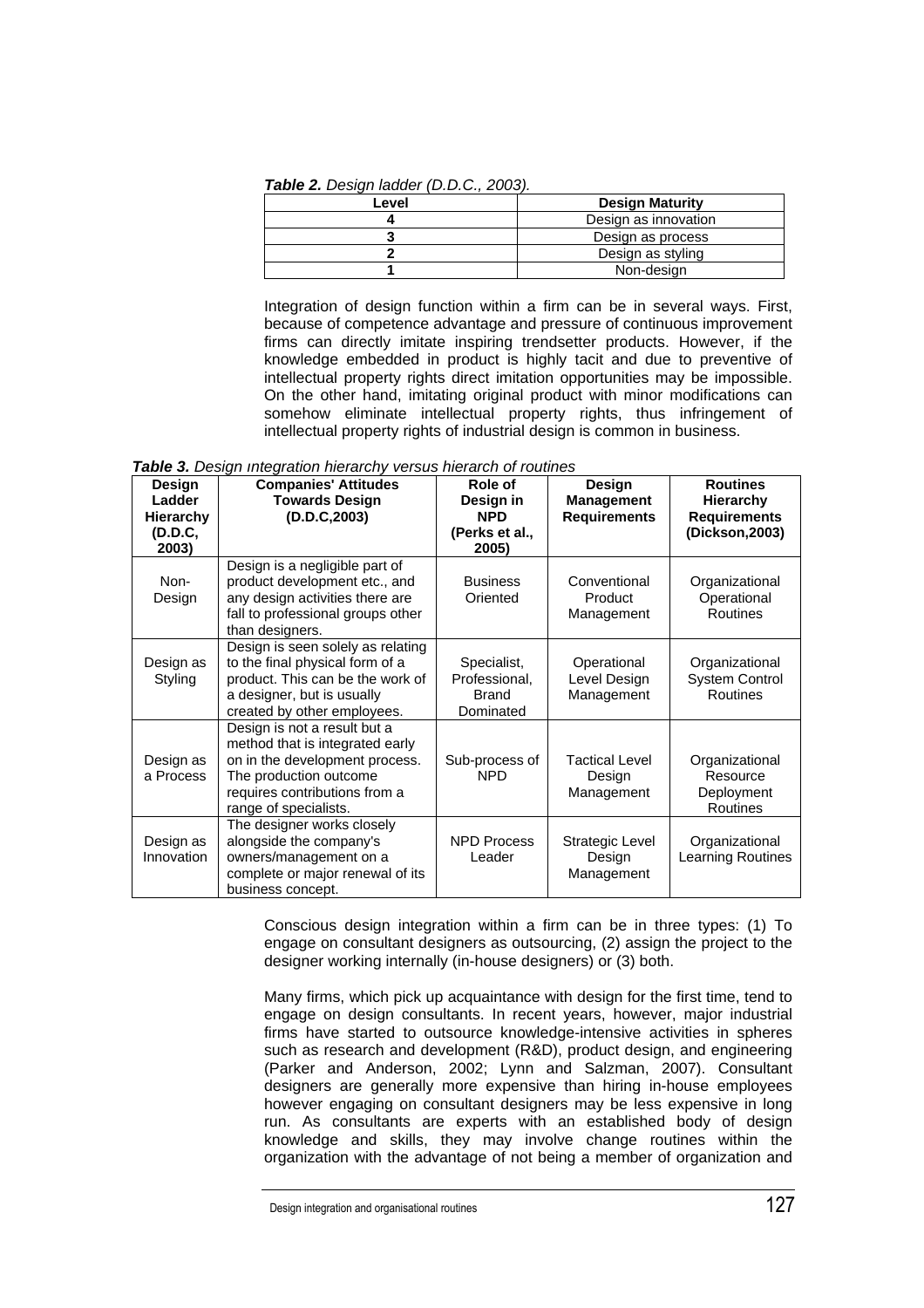***Table 2.*** *Design ladder (D.D.C., 2003).*

| Level | Design Maturity |
|---|---|
| 4 | Design as innovation |
| 3 | Design as process |
| 2 | Design as styling |
| 1 | Non-design |

Integration of design function within a firm can be in several ways. First, because of competence advantage and pressure of continuous improvement firms can directly imitate inspiring trendsetter products. However, if the knowledge embedded in product is highly tacit and due to preventive of intellectual property rights direct imitation opportunities may be impossible. On the other hand, imitating original product with minor modifications can somehow eliminate intellectual property rights, thus infringement of intellectual property rights of industrial design is common in business.

***Table 3.*** *Design ıntegration hierarchy versus hierarch of routines*

| Design Ladder Hierarchy (D.D.C, 2003) | Companies' Attitudes Towards Design (D.D.C,2003) | Role of Design in NPD (Perks et al., 2005) | Design Management Requirements | Routines Hierarchy Requirements (Dickson,2003) |
|---|---|---|---|---|
| Non-Design | Design is a negligible part of product development etc., and any design activities there are fall to professional groups other than designers. | Business Oriented | Conventional Product Management | Organizational Operational Routines |
| Design as Styling | Design is seen solely as relating to the final physical form of a product. This can be the work of a designer, but is usually created by other employees. | Specialist, Professional, Brand Dominated | Operational Level Design Management | Organizational System Control Routines |
| Design as a Process | Design is not a result but a method that is integrated early on in the development process. The production outcome requires contributions from a range of specialists. | Sub-process of NPD | Tactical Level Design Management | Organizational Resource Deployment Routines |
| Design as Innovation | The designer works closely alongside the company's owners/management on a complete or major renewal of its business concept. | NPD Process Leader | Strategic Level Design Management | Organizational Learning Routines |

Conscious design integration within a firm can be in three types: (1) To engage on consultant designers as outsourcing, (2) assign the project to the designer working internally (in-house designers) or (3) both.

Many firms, which pick up acquaintance with design for the first time, tend to engage on design consultants. In recent years, however, major industrial firms have started to outsource knowledge-intensive activities in spheres such as research and development (R&D), product design, and engineering (Parker and Anderson, 2002; Lynn and Salzman, 2007). Consultant designers are generally more expensive than hiring in-house employees however engaging on consultant designers may be less expensive in long run. As consultants are experts with an established body of design knowledge and skills, they may involve change routines within the organization with the advantage of not being a member of organization and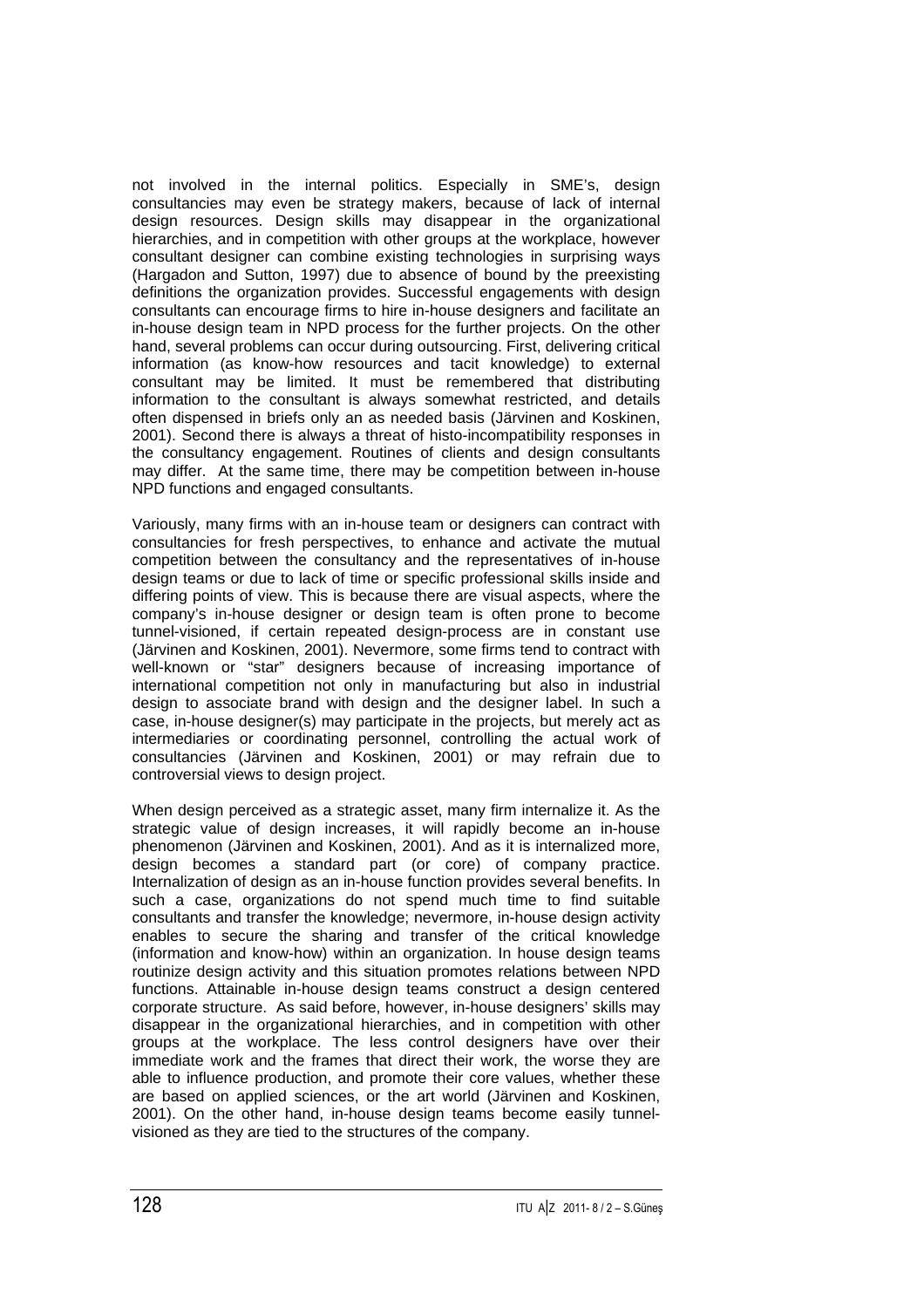not involved in the internal politics. Especially in SME's, design consultancies may even be strategy makers, because of lack of internal design resources. Design skills may disappear in the organizational hierarchies, and in competition with other groups at the workplace, however consultant designer can combine existing technologies in surprising ways (Hargadon and Sutton, 1997) due to absence of bound by the preexisting definitions the organization provides. Successful engagements with design consultants can encourage firms to hire in-house designers and facilitate an in-house design team in NPD process for the further projects. On the other hand, several problems can occur during outsourcing. First, delivering critical information (as know-how resources and tacit knowledge) to external consultant may be limited. It must be remembered that distributing information to the consultant is always somewhat restricted, and details often dispensed in briefs only an as needed basis (Järvinen and Koskinen, 2001). Second there is always a threat of histo-incompatibility responses in the consultancy engagement. Routines of clients and design consultants may differ. At the same time, there may be competition between in-house NPD functions and engaged consultants.

Variously, many firms with an in-house team or designers can contract with consultancies for fresh perspectives, to enhance and activate the mutual competition between the consultancy and the representatives of in-house design teams or due to lack of time or specific professional skills inside and differing points of view. This is because there are visual aspects, where the company's in-house designer or design team is often prone to become tunnel-visioned, if certain repeated design-process are in constant use (Järvinen and Koskinen, 2001). Nevermore, some firms tend to contract with well-known or "star" designers because of increasing importance of international competition not only in manufacturing but also in industrial design to associate brand with design and the designer label. In such a case, in-house designer(s) may participate in the projects, but merely act as intermediaries or coordinating personnel, controlling the actual work of consultancies (Järvinen and Koskinen, 2001) or may refrain due to controversial views to design project.

When design perceived as a strategic asset, many firm internalize it. As the strategic value of design increases, it will rapidly become an in-house phenomenon (Järvinen and Koskinen, 2001). And as it is internalized more, design becomes a standard part (or core) of company practice. Internalization of design as an in-house function provides several benefits. In such a case, organizations do not spend much time to find suitable consultants and transfer the knowledge; nevermore, in-house design activity enables to secure the sharing and transfer of the critical knowledge (information and know-how) within an organization. In house design teams routinize design activity and this situation promotes relations between NPD functions. Attainable in-house design teams construct a design centered corporate structure. As said before, however, in-house designers' skills may disappear in the organizational hierarchies, and in competition with other groups at the workplace. The less control designers have over their immediate work and the frames that direct their work, the worse they are able to influence production, and promote their core values, whether these are based on applied sciences, or the art world (Järvinen and Koskinen, 2001). On the other hand, in-house design teams become easily tunnel-visioned as they are tied to the structures of the company.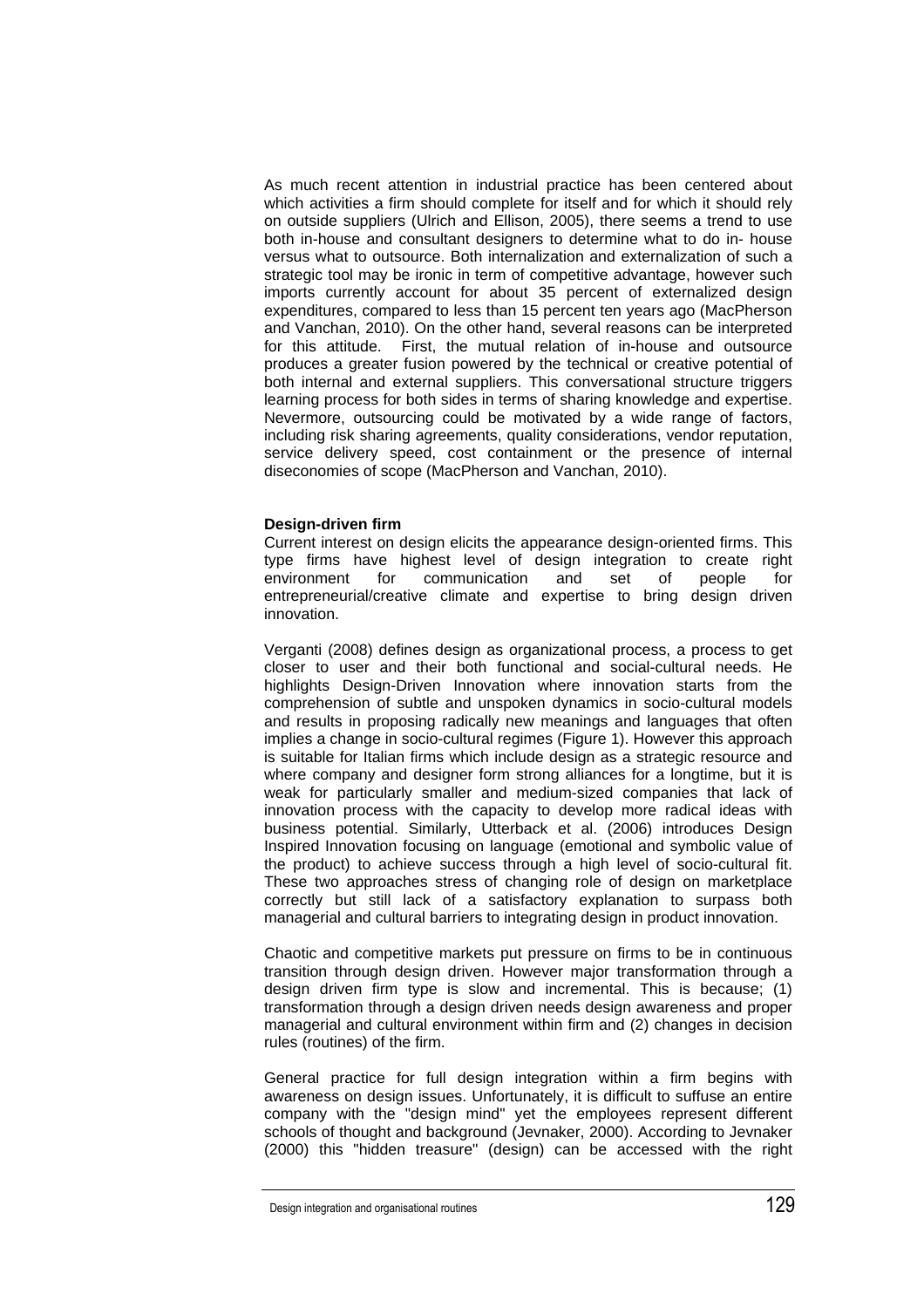As much recent attention in industrial practice has been centered about which activities a firm should complete for itself and for which it should rely on outside suppliers (Ulrich and Ellison, 2005), there seems a trend to use both in-house and consultant designers to determine what to do in- house versus what to outsource. Both internalization and externalization of such a strategic tool may be ironic in term of competitive advantage, however such imports currently account for about 35 percent of externalized design expenditures, compared to less than 15 percent ten years ago (MacPherson and Vanchan, 2010). On the other hand, several reasons can be interpreted for this attitude. First, the mutual relation of in-house and outsource produces a greater fusion powered by the technical or creative potential of both internal and external suppliers. This conversational structure triggers learning process for both sides in terms of sharing knowledge and expertise. Nevermore, outsourcing could be motivated by a wide range of factors, including risk sharing agreements, quality considerations, vendor reputation, service delivery speed, cost containment or the presence of internal diseconomies of scope (MacPherson and Vanchan, 2010).

**Design-driven firm**

Current interest on design elicits the appearance design-oriented firms. This type firms have highest level of design integration to create right environment for communication and set of people for entrepreneurial/creative climate and expertise to bring design driven innovation.

Verganti (2008) defines design as organizational process, a process to get closer to user and their both functional and social-cultural needs. He highlights Design-Driven Innovation where innovation starts from the comprehension of subtle and unspoken dynamics in socio-cultural models and results in proposing radically new meanings and languages that often implies a change in socio-cultural regimes (Figure 1). However this approach is suitable for Italian firms which include design as a strategic resource and where company and designer form strong alliances for a longtime, but it is weak for particularly smaller and medium-sized companies that lack of innovation process with the capacity to develop more radical ideas with business potential. Similarly, Utterback et al. (2006) introduces Design Inspired Innovation focusing on language (emotional and symbolic value of the product) to achieve success through a high level of socio-cultural fit. These two approaches stress of changing role of design on marketplace correctly but still lack of a satisfactory explanation to surpass both managerial and cultural barriers to integrating design in product innovation.

Chaotic and competitive markets put pressure on firms to be in continuous transition through design driven. However major transformation through a design driven firm type is slow and incremental. This is because; (1) transformation through a design driven needs design awareness and proper managerial and cultural environment within firm and (2) changes in decision rules (routines) of the firm.

General practice for full design integration within a firm begins with awareness on design issues. Unfortunately, it is difficult to suffuse an entire company with the "design mind" yet the employees represent different schools of thought and background (Jevnaker, 2000). According to Jevnaker (2000) this "hidden treasure" (design) can be accessed with the right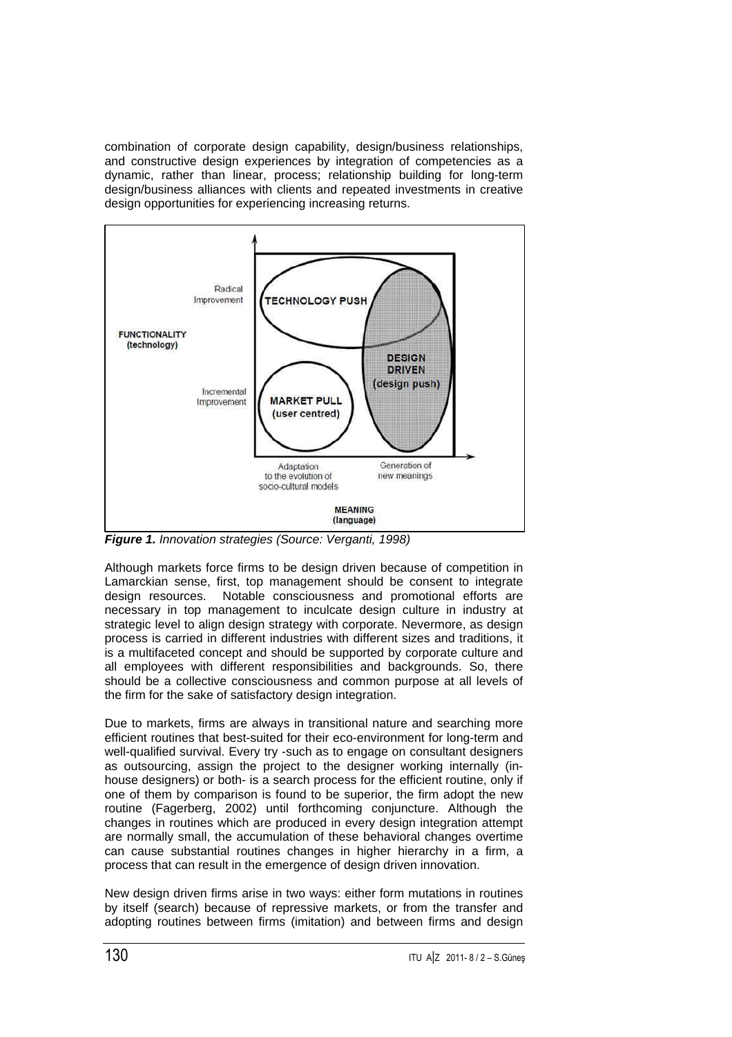combination of corporate design capability, design/business relationships, and constructive design experiences by integration of competencies as a dynamic, rather than linear, process; relationship building for long-term design/business alliances with clients and repeated investments in creative design opportunities for experiencing increasing returns.

*Figure 1. Innovation strategies (Source: Verganti, 1998)*

Although markets force firms to be design driven because of competition in Lamarckian sense, first, top management should be consent to integrate design resources. Notable consciousness and promotional efforts are necessary in top management to inculcate design culture in industry at strategic level to align design strategy with corporate. Nevermore, as design process is carried in different industries with different sizes and traditions, it is a multifaceted concept and should be supported by corporate culture and all employees with different responsibilities and backgrounds. So, there should be a collective consciousness and common purpose at all levels of the firm for the sake of satisfactory design integration.

Due to markets, firms are always in transitional nature and searching more efficient routines that best-suited for their eco-environment for long-term and well-qualified survival. Every try -such as to engage on consultant designers as outsourcing, assign the project to the designer working internally (in-house designers) or both- is a search process for the efficient routine, only if one of them by comparison is found to be superior, the firm adopt the new routine (Fagerberg, 2002) until forthcoming conjuncture. Although the changes in routines which are produced in every design integration attempt are normally small, the accumulation of these behavioral changes overtime can cause substantial routines changes in higher hierarchy in a firm, a process that can result in the emergence of design driven innovation.

New design driven firms arise in two ways: either form mutations in routines by itself (search) because of repressive markets, or from the transfer and adopting routines between firms (imitation) and between firms and design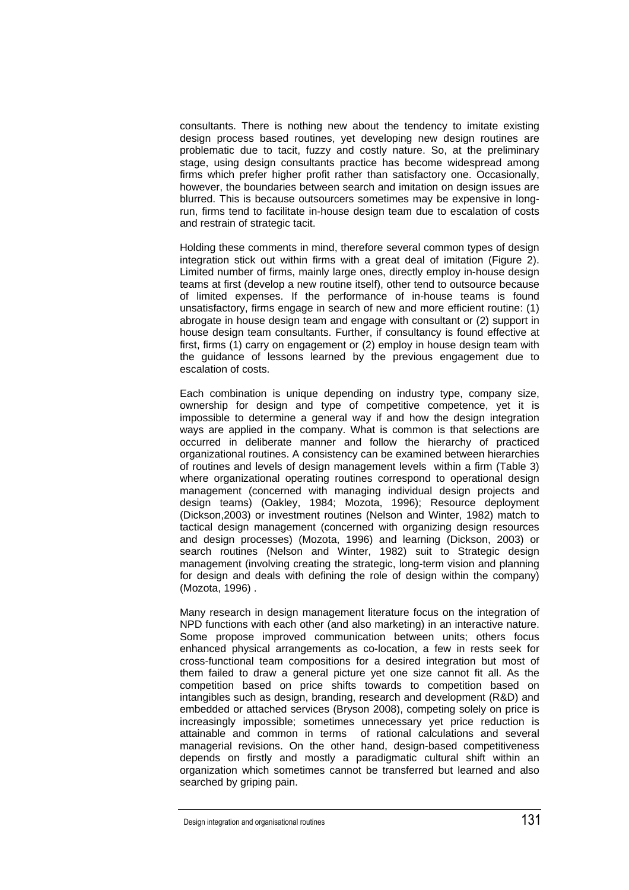consultants. There is nothing new about the tendency to imitate existing design process based routines, yet developing new design routines are problematic due to tacit, fuzzy and costly nature. So, at the preliminary stage, using design consultants practice has become widespread among firms which prefer higher profit rather than satisfactory one. Occasionally, however, the boundaries between search and imitation on design issues are blurred. This is because outsourcers sometimes may be expensive in long-run, firms tend to facilitate in-house design team due to escalation of costs and restrain of strategic tacit.

Holding these comments in mind, therefore several common types of design integration stick out within firms with a great deal of imitation (Figure 2). Limited number of firms, mainly large ones, directly employ in-house design teams at first (develop a new routine itself), other tend to outsource because of limited expenses. If the performance of in-house teams is found unsatisfactory, firms engage in search of new and more efficient routine: (1) abrogate in house design team and engage with consultant or (2) support in house design team consultants. Further, if consultancy is found effective at first, firms (1) carry on engagement or (2) employ in house design team with the guidance of lessons learned by the previous engagement due to escalation of costs.

Each combination is unique depending on industry type, company size, ownership for design and type of competitive competence, yet it is impossible to determine a general way if and how the design integration ways are applied in the company. What is common is that selections are occurred in deliberate manner and follow the hierarchy of practiced organizational routines. A consistency can be examined between hierarchies of routines and levels of design management levels within a firm (Table 3) where organizational operating routines correspond to operational design management (concerned with managing individual design projects and design teams) (Oakley, 1984; Mozota, 1996); Resource deployment (Dickson,2003) or investment routines (Nelson and Winter, 1982) match to tactical design management (concerned with organizing design resources and design processes) (Mozota, 1996) and learning (Dickson, 2003) or search routines (Nelson and Winter, 1982) suit to Strategic design management (involving creating the strategic, long-term vision and planning for design and deals with defining the role of design within the company) (Mozota, 1996) .

Many research in design management literature focus on the integration of NPD functions with each other (and also marketing) in an interactive nature. Some propose improved communication between units; others focus enhanced physical arrangements as co-location, a few in rests seek for cross-functional team compositions for a desired integration but most of them failed to draw a general picture yet one size cannot fit all. As the competition based on price shifts towards to competition based on intangibles such as design, branding, research and development (R&D) and embedded or attached services (Bryson 2008), competing solely on price is increasingly impossible; sometimes unnecessary yet price reduction is attainable and common in terms of rational calculations and several managerial revisions. On the other hand, design-based competitiveness depends on firstly and mostly a paradigmatic cultural shift within an organization which sometimes cannot be transferred but learned and also searched by griping pain.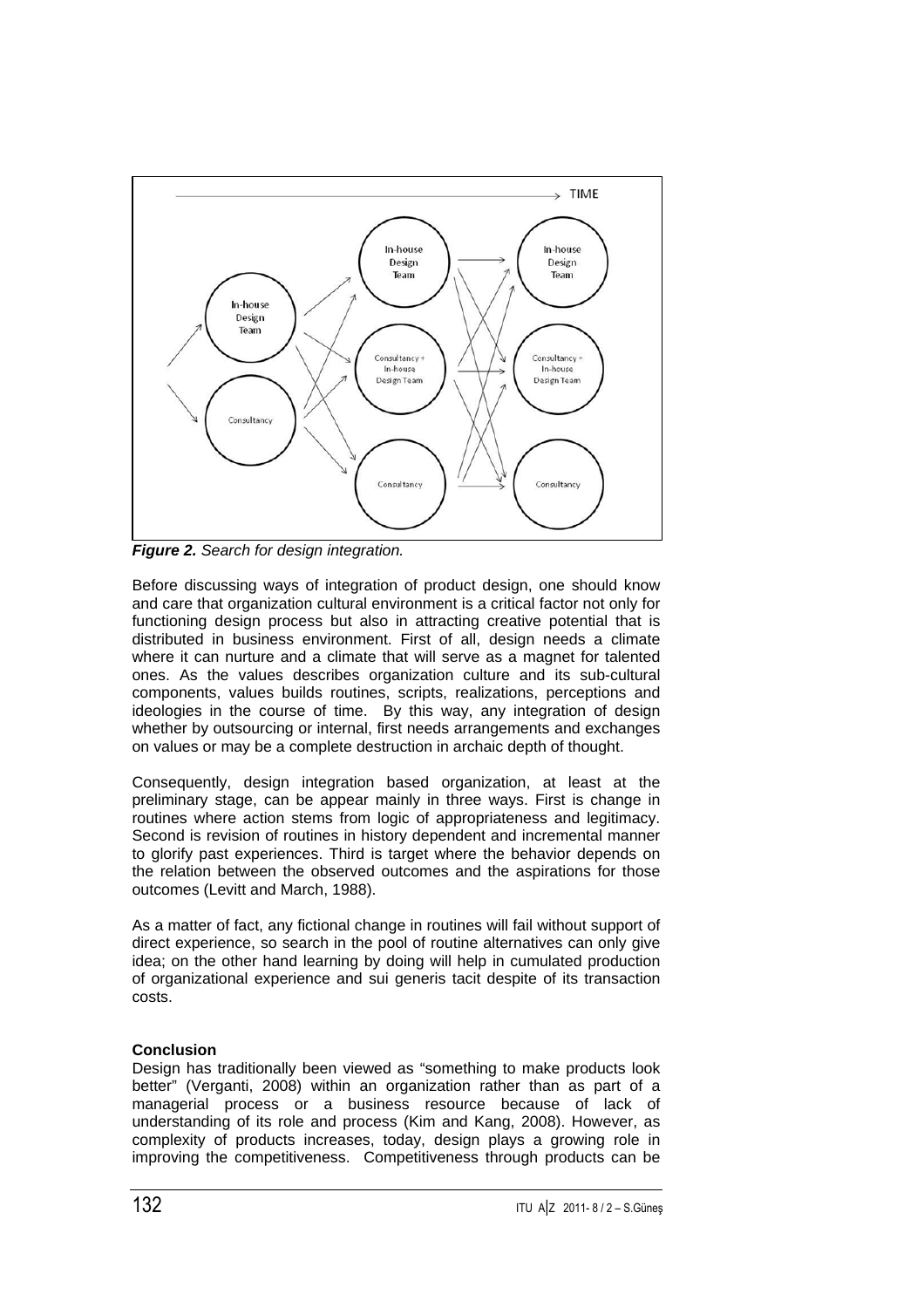*Figure 2. Search for design integration.*

Before discussing ways of integration of product design, one should know and care that organization cultural environment is a critical factor not only for functioning design process but also in attracting creative potential that is distributed in business environment. First of all, design needs a climate where it can nurture and a climate that will serve as a magnet for talented ones. As the values describes organization culture and its sub-cultural components, values builds routines, scripts, realizations, perceptions and ideologies in the course of time. By this way, any integration of design whether by outsourcing or internal, first needs arrangements and exchanges on values or may be a complete destruction in archaic depth of thought.

Consequently, design integration based organization, at least at the preliminary stage, can be appear mainly in three ways. First is change in routines where action stems from logic of appropriateness and legitimacy. Second is revision of routines in history dependent and incremental manner to glorify past experiences. Third is target where the behavior depends on the relation between the observed outcomes and the aspirations for those outcomes (Levitt and March, 1988).

As a matter of fact, any fictional change in routines will fail without support of direct experience, so search in the pool of routine alternatives can only give idea; on the other hand learning by doing will help in cumulated production of organizational experience and sui generis tacit despite of its transaction costs.

## Conclusion

Design has traditionally been viewed as "something to make products look better" (Verganti, 2008) within an organization rather than as part of a managerial process or a business resource because of lack of understanding of its role and process (Kim and Kang, 2008). However, as complexity of products increases, today, design plays a growing role in improving the competitiveness. Competitiveness through products can be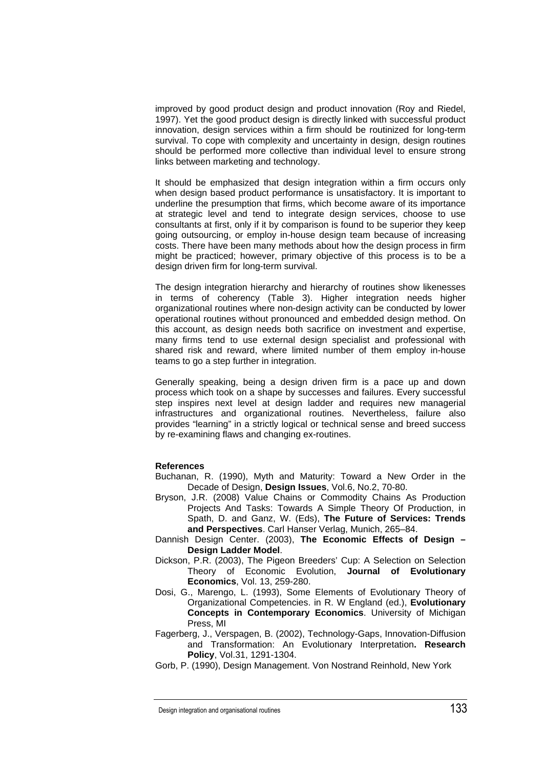improved by good product design and product innovation (Roy and Riedel, 1997). Yet the good product design is directly linked with successful product innovation, design services within a firm should be routinized for long-term survival. To cope with complexity and uncertainty in design, design routines should be performed more collective than individual level to ensure strong links between marketing and technology.

It should be emphasized that design integration within a firm occurs only when design based product performance is unsatisfactory. It is important to underline the presumption that firms, which become aware of its importance at strategic level and tend to integrate design services, choose to use consultants at first, only if it by comparison is found to be superior they keep going outsourcing, or employ in-house design team because of increasing costs. There have been many methods about how the design process in firm might be practiced; however, primary objective of this process is to be a design driven firm for long-term survival.

The design integration hierarchy and hierarchy of routines show likenesses in terms of coherency (Table 3). Higher integration needs higher organizational routines where non-design activity can be conducted by lower operational routines without pronounced and embedded design method. On this account, as design needs both sacrifice on investment and expertise, many firms tend to use external design specialist and professional with shared risk and reward, where limited number of them employ in-house teams to go a step further in integration.

Generally speaking, being a design driven firm is a pace up and down process which took on a shape by successes and failures. Every successful step inspires next level at design ladder and requires new managerial infrastructures and organizational routines. Nevertheless, failure also provides "learning" in a strictly logical or technical sense and breed success by re-examining flaws and changing ex-routines.

**References**

Buchanan, R. (1990), Myth and Maturity: Toward a New Order in the Decade of Design, **Design Issues**, Vol.6, No.2, 70-80.

Bryson, J.R. (2008) Value Chains or Commodity Chains As Production Projects And Tasks: Towards A Simple Theory Of Production, in Spath, D. and Ganz, W. (Eds), **The Future of Services: Trends and Perspectives**. Carl Hanser Verlag, Munich, 265–84.

Dannish Design Center. (2003), **The Economic Effects of Design – Design Ladder Model**.

Dickson, P.R. (2003), The Pigeon Breeders' Cup: A Selection on Selection Theory of Economic Evolution, **Journal of Evolutionary Economics**, Vol. 13, 259-280.

Dosi, G., Marengo, L. (1993), Some Elements of Evolutionary Theory of Organizational Competencies. in R. W England (ed.), **Evolutionary Concepts in Contemporary Economics**. University of Michigan Press, MI

Fagerberg, J., Verspagen, B. (2002), Technology-Gaps, Innovation-Diffusion and Transformation: An Evolutionary Interpretation**. Research Policy**, Vol.31, 1291-1304.

Gorb, P. (1990), Design Management. Von Nostrand Reinhold, New York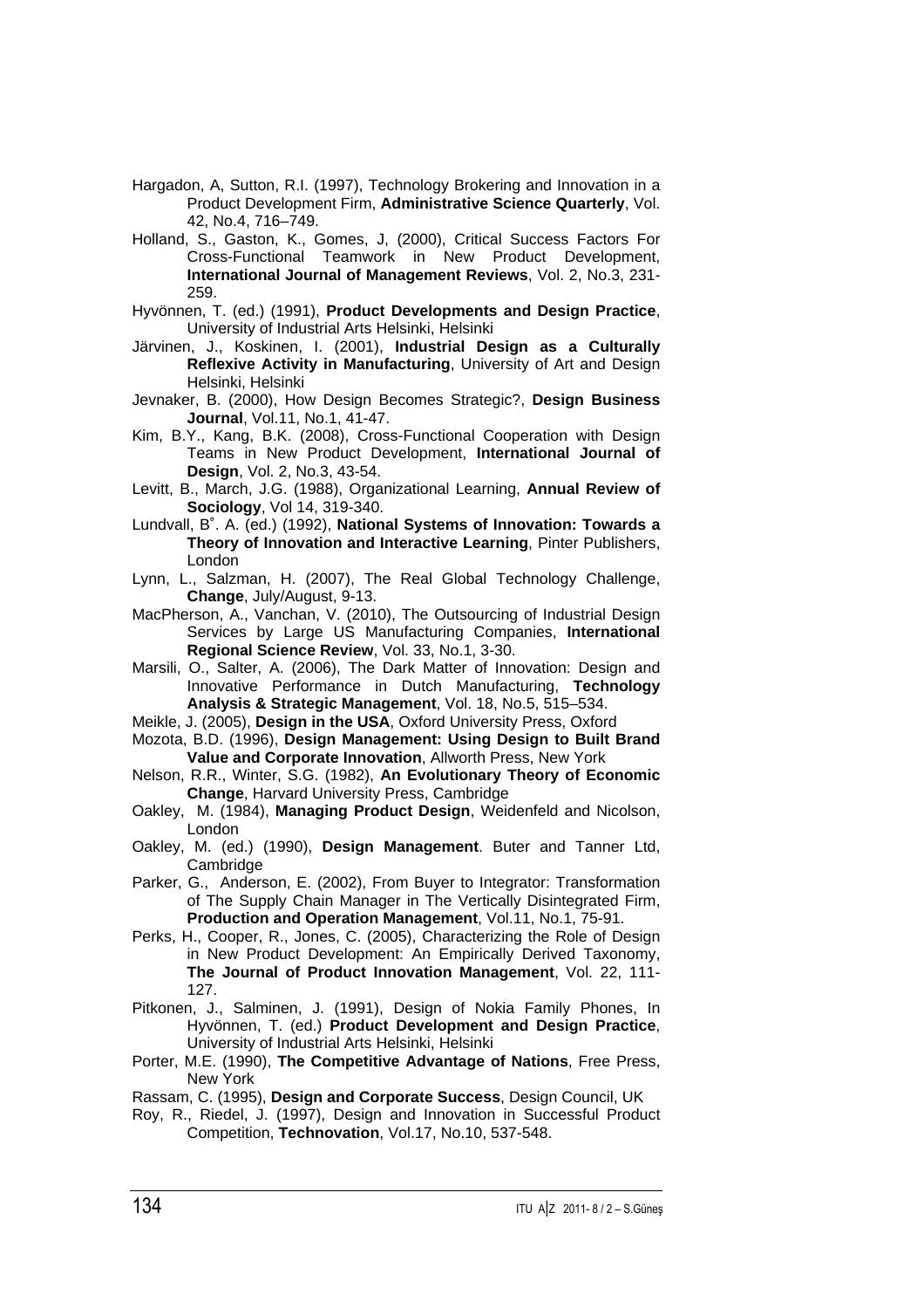Hargadon, A, Sutton, R.I. (1997), Technology Brokering and Innovation in a Product Development Firm, **Administrative Science Quarterly**, Vol. 42, No.4, 716–749.

Holland, S., Gaston, K., Gomes, J, (2000), Critical Success Factors For Cross-Functional Teamwork in New Product Development, **International Journal of Management Reviews**, Vol. 2, No.3, 231-259.

Hyvönnen, T. (ed.) (1991), **Product Developments and Design Practice**, University of Industrial Arts Helsinki, Helsinki

Järvinen, J., Koskinen, I. (2001), **Industrial Design as a Culturally Reflexive Activity in Manufacturing**, University of Art and Design Helsinki, Helsinki

Jevnaker, B. (2000), How Design Becomes Strategic?, **Design Business Journal**, Vol.11, No.1, 41-47.

Kim, B.Y., Kang, B.K. (2008), Cross-Functional Cooperation with Design Teams in New Product Development, **International Journal of Design**, Vol. 2, No.3, 43-54.

Levitt, B., March, J.G. (1988), Organizational Learning, **Annual Review of Sociology**, Vol 14, 319-340.

Lundvall, B˚. A. (ed.) (1992), **National Systems of Innovation: Towards a Theory of Innovation and Interactive Learning**, Pinter Publishers, London

Lynn, L., Salzman, H. (2007), The Real Global Technology Challenge, **Change**, July/August, 9-13.

MacPherson, A., Vanchan, V. (2010), The Outsourcing of Industrial Design Services by Large US Manufacturing Companies, **International Regional Science Review**, Vol. 33, No.1, 3-30.

Marsili, O., Salter, A. (2006), The Dark Matter of Innovation: Design and Innovative Performance in Dutch Manufacturing, **Technology Analysis & Strategic Management**, Vol. 18, No.5, 515–534.

Meikle, J. (2005), **Design in the USA**, Oxford University Press, Oxford

Mozota, B.D. (1996), **Design Management: Using Design to Built Brand Value and Corporate Innovation**, Allworth Press, New York

Nelson, R.R., Winter, S.G. (1982), **An Evolutionary Theory of Economic Change**, Harvard University Press, Cambridge

Oakley, M. (1984), **Managing Product Design**, Weidenfeld and Nicolson, London

Oakley, M. (ed.) (1990), **Design Management**. Buter and Tanner Ltd, Cambridge

Parker, G., Anderson, E. (2002), From Buyer to Integrator: Transformation of The Supply Chain Manager in The Vertically Disintegrated Firm, **Production and Operation Management**, Vol.11, No.1, 75-91.

Perks, H., Cooper, R., Jones, C. (2005), Characterizing the Role of Design in New Product Development: An Empirically Derived Taxonomy, **The Journal of Product Innovation Management**, Vol. 22, 111-127.

Pitkonen, J., Salminen, J. (1991), Design of Nokia Family Phones, In Hyvönnen, T. (ed.) **Product Development and Design Practice**, University of Industrial Arts Helsinki, Helsinki

Porter, M.E. (1990), **The Competitive Advantage of Nations**, Free Press, New York

Rassam, C. (1995), **Design and Corporate Success**, Design Council, UK

Roy, R., Riedel, J. (1997), Design and Innovation in Successful Product Competition, **Technovation**, Vol.17, No.10, 537-548.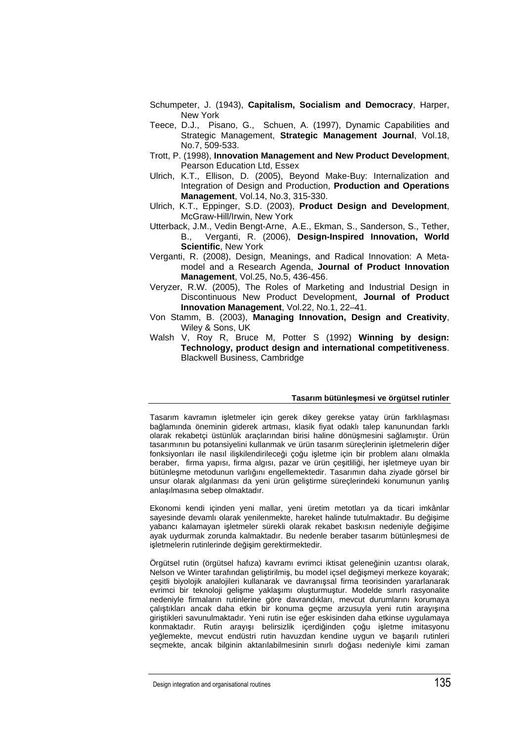Schumpeter, J. (1943), **Capitalism, Socialism and Democracy**, Harper, New York

Teece, D.J., Pisano, G., Schuen, A. (1997), Dynamic Capabilities and Strategic Management, **Strategic Management Journal**, Vol.18, No.7, 509-533.

Trott, P. (1998), **Innovation Management and New Product Development**, Pearson Education Ltd, Essex

Ulrich, K.T., Ellison, D. (2005), Beyond Make-Buy: Internalization and Integration of Design and Production, **Production and Operations Management**, Vol.14, No.3, 315-330.

Ulrich, K.T., Eppinger, S.D. (2003), **Product Design and Development**, McGraw-Hill/Irwin, New York

Utterback, J.M., Vedin Bengt-Arne, A.E., Ekman, S., Sanderson, S., Tether, B., Verganti, R. (2006), **Design-Inspired Innovation, World Scientific**, New York

Verganti, R. (2008), Design, Meanings, and Radical Innovation: A Meta-model and a Research Agenda, **Journal of Product Innovation Management**, Vol.25, No.5, 436-456.

Veryzer, R.W. (2005), The Roles of Marketing and Industrial Design in Discontinuous New Product Development, **Journal of Product Innovation Management**, Vol.22, No.1, 22–41.

Von Stamm, B. (2003), **Managing Innovation, Design and Creativity**, Wiley & Sons, UK

Walsh V, Roy R, Bruce M, Potter S (1992) **Winning by design: Technology, product design and international competitiveness**. Blackwell Business, Cambridge

## Tasarım bütünleşmesi ve örgütsel rutinler

Tasarım kavramın işletmeler için gerek dikey gerekse yatay ürün farklılaşması bağlamında öneminin giderek artması, klasik fiyat odaklı talep kanunundan farklı olarak rekabetçi üstünlük araçlarından birisi haline dönüşmesini sağlamıştır. Ürün tasarımının bu potansiyelini kullanmak ve ürün tasarım süreçlerinin işletmelerin diğer fonksiyonları ile nasıl ilişkilendirileceği çoğu işletme için bir problem alanı olmakla beraber, firma yapısı, firma algısı, pazar ve ürün çeşitliliği, her işletmeye uyan bir bütünleşme metodunun varlığını engellemektedir. Tasarımın daha ziyade görsel bir unsur olarak algılanması da yeni ürün geliştirme süreçlerindeki konumunun yanlış anlaşılmasına sebep olmaktadır.

Ekonomi kendi içinden yeni mallar, yeni üretim metotları ya da ticari imkânlar sayesinde devamlı olarak yenilenmekte, hareket halinde tutulmaktadır. Bu değişime yabancı kalamayan işletmeler sürekli olarak rekabet baskısın nedeniyle değişime ayak uydurmak zorunda kalmaktadır. Bu nedenle beraber tasarım bütünleşmesi de işletmelerin rutinlerinde değişim gerektirmektedir.

Örgütsel rutin (örgütsel hafıza) kavramı evrimci iktisat geleneğinin uzantısı olarak, Nelson ve Winter tarafından geliştirilmiş, bu model içsel değişmeyi merkeze koyarak; çeşitli biyolojik analojileri kullanarak ve davranışsal firma teorisinden yararlanarak evrimci bir teknoloji gelişme yaklaşımı oluşturmuştur. Modelde sınırlı rasyonalite nedeniyle firmaların rutinlerine göre davrandıkları, mevcut durumlarını korumaya çalıştıkları ancak daha etkin bir konuma geçme arzusuyla yeni rutin arayışına giriştikleri savunulmaktadır. Yeni rutin ise eğer eskisinden daha etkinse uygulamaya konmaktadır. Rutin arayışı belirsizlik içerdiğinden çoğu işletme imitasyonu yeğlemekte, mevcut endüstri rutin havuzdan kendine uygun ve başarılı rutinleri seçmekte, ancak bilginin aktarılabilmesinin sınırlı doğası nedeniyle kimi zaman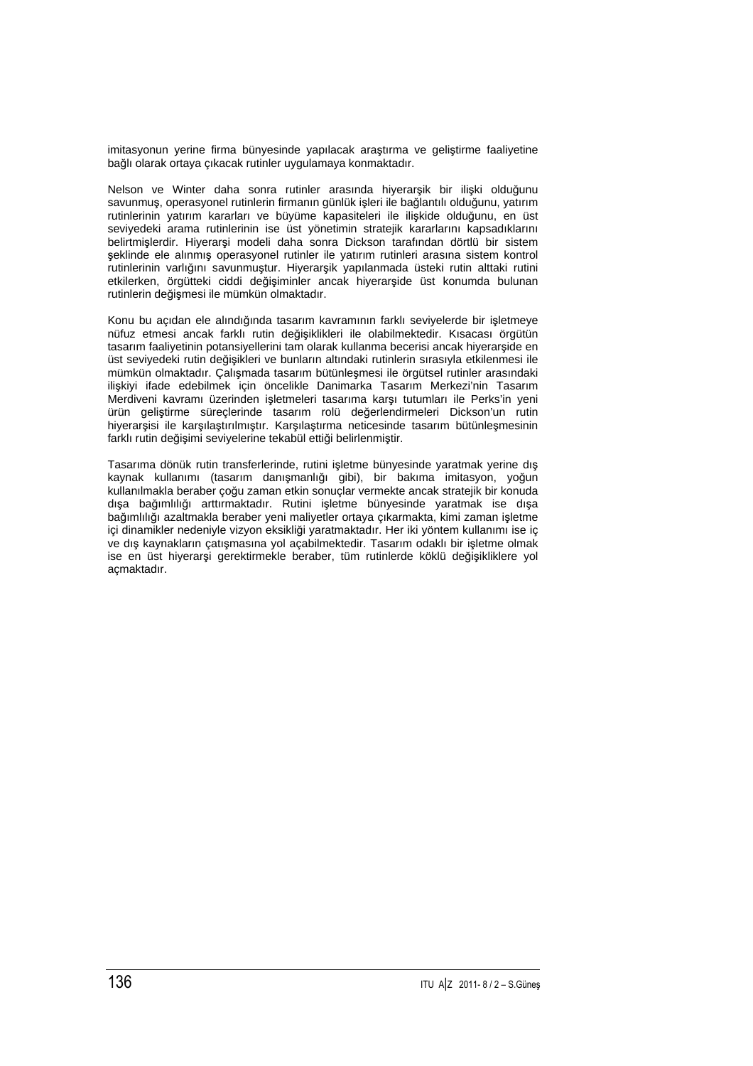imitasyonun yerine firma bünyesinde yapılacak araştırma ve geliştirme faaliyetine bağlı olarak ortaya çıkacak rutinler uygulamaya konmaktadır.

Nelson ve Winter daha sonra rutinler arasında hiyerarşik bir ilişki olduğunu savunmuş, operasyonel rutinlerin firmanın günlük işleri ile bağlantılı olduğunu, yatırım rutinlerinin yatırım kararları ve büyüme kapasiteleri ile ilişkide olduğunu, en üst seviyedeki arama rutinlerinin ise üst yönetimin stratejik kararlarını kapsadıklarını belirtmişlerdir. Hiyerarşi modeli daha sonra Dickson tarafından dörtlü bir sistem şeklinde ele alınmış operasyonel rutinler ile yatırım rutinleri arasına sistem kontrol rutinlerinin varlığını savunmuştur. Hiyerarşik yapılanmada üsteki rutin alttaki rutini etkilerken, örgütteki ciddi değişiminler ancak hiyerarşide üst konumda bulunan rutinlerin değişmesi ile mümkün olmaktadır.

Konu bu açıdan ele alındığında tasarım kavramının farklı seviyelerde bir işletmeye nüfuz etmesi ancak farklı rutin değişiklikleri ile olabilmektedir. Kısacası örgütün tasarım faaliyetinin potansiyellerini tam olarak kullanma becerisi ancak hiyerarşide en üst seviyedeki rutin değişiklikleri ve bunların altındaki rutinlerin sırasıyla etkilenmesi ile mümkün olmaktadır. Çalışmada tasarım bütünleşmesi ile örgütsel rutinler arasındaki ilişkiyi ifade edebilmek için öncelikle Danimarka Tasarım Merkezi'nin Tasarım Merdiveni kavramı üzerinden işletmeleri tasarıma karşı tutumları ile Perks'in yeni ürün geliştirme süreçlerinde tasarım rolü değerlendirmeleri Dickson'un rutin hiyerarşisi ile karşılaştırılmıştır. Karşılaştırma neticesinde tasarım bütünleşmesinin farklı rutin değişimi seviyelerine tekabül ettiği belirlenmiştir.

Tasarıma dönük rutin transferlerinde, rutini işletme bünyesinde yaratmak yerine dış kaynak kullanımı (tasarım danışmanlığı gibi), bir bakıma imitasyon, yoğun kullanılmakla beraber çoğu zaman etkin sonuçlar vermekte ancak stratejik bir konuda dışa bağımlılığı arttırmaktadır. Rutini işletme bünyesinde yaratmak ise dışa bağımlılığı azaltmakla beraber yeni maliyetler ortaya çıkarmakta, kimi zaman işletme içi dinamikler nedeniyle vizyon eksikliği yaratmaktadır. Her iki yöntem kullanımı ise iç ve dış kaynakların çatışmasına yol açabilmektedir. Tasarım odaklı bir işletme olmak ise en üst hiyerarşi gerektirmekle beraber, tüm rutinlerde köklü değişikliklere yol açmaktadır.